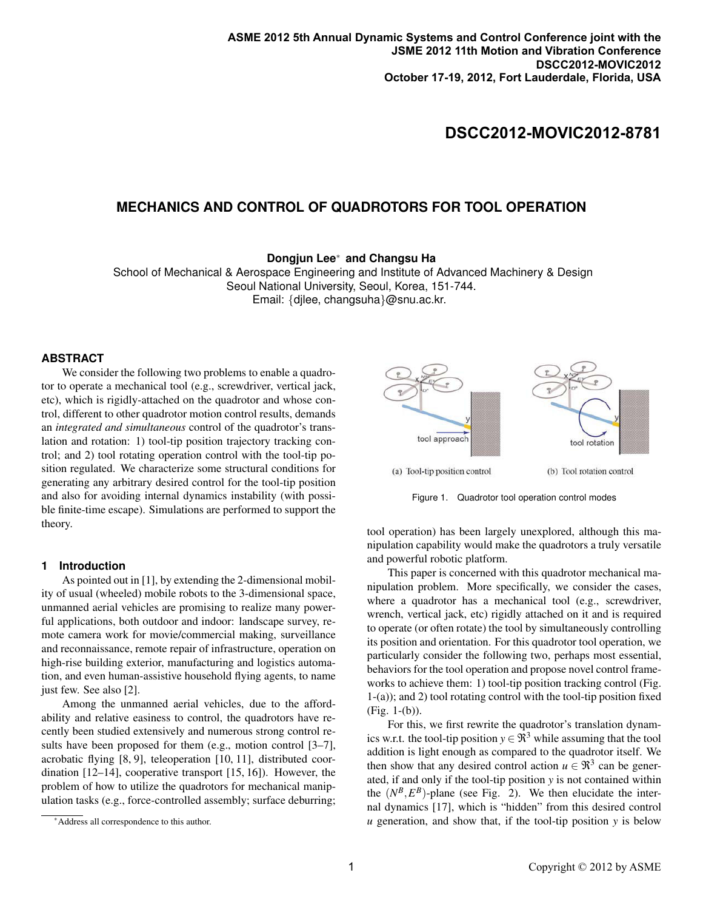ASME 2012 5th Annual Dynamic Systems and Control Conference joint with the JSME 2012 11th Motion and Vibration Conference
DSCC2012-MOVIC2012
October 17-19, 2012, Fort Lauderdale, Florida, USA

# DSCC2012-MOVIC2012-8781

# MECHANICS AND CONTROL OF QUADROTORS FOR TOOL OPERATION

**Dongjun Lee*** **and Changsu Ha**
School of Mechanical & Aerospace Engineering and Institute of Advanced Machinery & Design
Seoul National University, Seoul, Korea, 151-744.
Email: {djlee, changsuha}@snu.ac.kr.

## ABSTRACT

We consider the following two problems to enable a quadrotor to operate a mechanical tool (e.g., screwdriver, vertical jack, etc), which is rigidly-attached on the quadrotor and whose control, different to other quadrotor motion control results, demands an *integrated and simultaneous* control of the quadrotor's translation and rotation: 1) tool-tip position trajectory tracking control; and 2) tool rotating operation control with the tool-tip position regulated. We characterize some structural conditions for generating any arbitrary desired control for the tool-tip position and also for avoiding internal dynamics instability (with possible finite-time escape). Simulations are performed to support the theory.

## 1 Introduction

As pointed out in [1], by extending the 2-dimensional mobility of usual (wheeled) mobile robots to the 3-dimensional space, unmanned aerial vehicles are promising to realize many powerful applications, both outdoor and indoor: landscape survey, remote camera work for movie/commercial making, surveillance and reconnaissance, remote repair of infrastructure, operation on high-rise building exterior, manufacturing and logistics automation, and even human-assistive household flying agents, to name just few. See also [2].

Among the unmanned aerial vehicles, due to the affordability and relative easiness to control, the quadrotors have recently been studied extensively and numerous strong control results have been proposed for them (e.g., motion control [3–7], acrobatic flying [8, 9], teleoperation [10, 11], distributed coordination [12–14], cooperative transport [15, 16]). However, the problem of how to utilize the quadrotors for mechanical manipulation tasks (e.g., force-controlled assembly; surface deburring; tool operation) has been largely unexplored, although this manipulation capability would make the quadrotors a truly versatile and powerful robotic platform.

(a) Tool-tip position control (b) Tool rotation control

Figure 1. Quadrotor tool operation control modes

This paper is concerned with this quadrotor mechanical manipulation problem. More specifically, we consider the cases, where a quadrotor has a mechanical tool (e.g., screwdriver, wrench, vertical jack, etc) rigidly attached on it and is required to operate (or often rotate) the tool by simultaneously controlling its position and orientation. For this quadrotor tool operation, we particularly consider the following two, perhaps most essential, behaviors for the tool operation and propose novel control frameworks to achieve them: 1) tool-tip position tracking control (Fig. 1-(a)); and 2) tool rotating control with the tool-tip position fixed (Fig. 1-(b)).

For this, we first rewrite the quadrotor's translation dynamics w.r.t. the tool-tip position $y \in \Re^3$ while assuming that the tool addition is light enough as compared to the quadrotor itself. We then show that any desired control action $u \in \Re^3$ can be generated, if and only if the tool-tip position $y$ is not contained within the $(N^B, E^B)$-plane (see Fig. 2). We then elucidate the internal dynamics [17], which is "hidden" from this desired control $u$ generation, and show that, if the tool-tip position $y$ is below

*Address all correspondence to this author.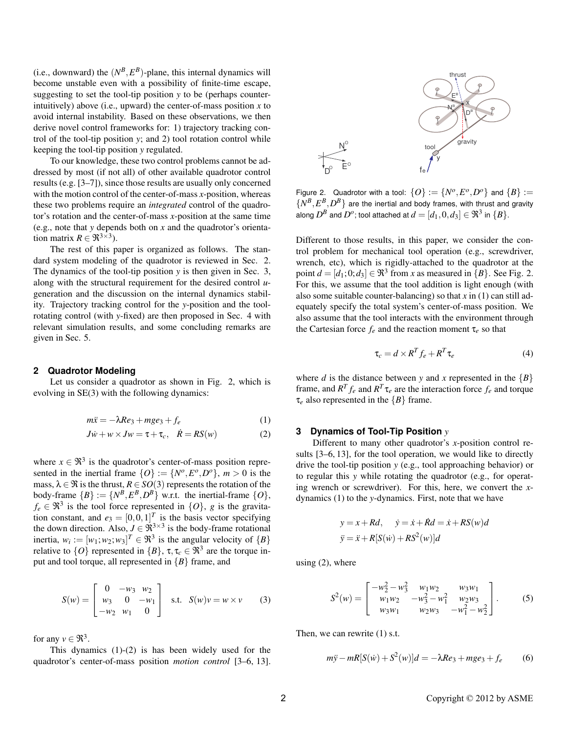(i.e., downward) the $(N^B, E^B)$-plane, this internal dynamics will become unstable even with a possibility of finite-time escape, suggesting to set the tool-tip position $y$ to be (perhaps counter-intuitively) above (i.e., upward) the center-of-mass position $x$ to avoid internal instability. Based on these observations, we then derive novel control frameworks for: 1) trajectory tracking control of the tool-tip position $y$; and 2) tool rotation control while keeping the tool-tip position $y$ regulated.

To our knowledge, these two control problems cannot be addressed by most (if not all) of other available quadrotor control results (e.g. [3–7]), since those results are usually only concerned with the motion control of the center-of-mass $x$-position, whereas these two problems require an *integrated* control of the quadrotor's rotation and the center-of-mass $x$-position at the same time (e.g., note that $y$ depends both on $x$ and the quadrotor's orientation matrix $R \in \Re^{3\times3}$).

The rest of this paper is organized as follows. The standard system modeling of the quadrotor is reviewed in Sec. 2. The dynamics of the tool-tip position $y$ is then given in Sec. 3, along with the structural requirement for the desired control $u$-generation and the discussion on the internal dynamics stability. Trajectory tracking control for the $y$-position and the tool-rotating control (with $y$-fixed) are then proposed in Sec. 4 with relevant simulation results, and some concluding remarks are given in Sec. 5.

## 2 Quadrotor Modeling

Let us consider a quadrotor as shown in Fig. 2, which is evolving in SE(3) with the following dynamics:

$$m\ddot{x} = -\lambda R e_3 + m g e_3 + f_e \tag{1}$$

$$J\dot{w} + w \times Jw = \tau + \tau_c, \quad \dot{R} = RS(w) \tag{2}$$

where $x \in \Re^3$ is the quadrotor's center-of-mass position represented in the inertial frame $\{O\} := \{N^o, E^o, D^o\}$, $m > 0$ is the mass, $\lambda \in \Re$ is the thrust, $R \in SO(3)$ represents the rotation of the body-frame $\{B\} := \{N^B, E^B, D^B\}$ w.r.t. the inertial-frame $\{O\}$, $f_e \in \Re^3$ is the tool force represented in $\{O\}$, $g$ is the gravitation constant, and $e_3 = [0,0,1]^T$ is the basis vector specifying the down direction. Also, $J \in \Re^{3\times3}$ is the body-frame rotational inertia, $w_i := [w_1; w_2; w_3]^T \in \Re^3$ is the angular velocity of $\{B\}$ relative to $\{O\}$ represented in $\{B\}$, $\tau, \tau_c \in \Re^3$ are the torque input and tool torque, all represented in $\{B\}$ frame, and

$$S(w) = \begin{bmatrix} 0 & -w_3 & w_2 \\ w_3 & 0 & -w_1 \\ -w_2 & w_1 & 0 \end{bmatrix} \quad \text{s.t.} \quad S(w)v = w \times v \tag{3}$$

for any $v \in \Re^3$.

This dynamics (1)-(2) is has been widely used for the quadrotor's center-of-mass position *motion control* [3–6, 13].

Figure 2. Quadrotor with a tool: $\{O\} := \{N^o, E^o, D^o\}$ and $\{B\} := \{N^B, E^B, D^B\}$ are the inertial and body frames, with thrust and gravity along $D^B$ and $D^o$; tool attached at $d = [d_1, 0, d_3] \in \Re^3$ in $\{B\}$.

Different to those results, in this paper, we consider the control problem for mechanical tool operation (e.g., screwdriver, wrench, etc), which is rigidly-attached to the quadrotor at the point $d = [d_1; 0; d_3] \in \Re^3$ from $x$ as measured in $\{B\}$. See Fig. 2. For this, we assume that the tool addition is light enough (with also some suitable counter-balancing) so that $x$ in (1) can still adequately specify the total system's center-of-mass position. We also assume that the tool interacts with the environment through the Cartesian force $f_e$ and the reaction moment $\tau_e$ so that

$$\tau_c = d \times R^T f_e + R^T \tau_e \tag{4}$$

where $d$ is the distance between $y$ and $x$ represented in the $\{B\}$ frame, and $R^T f_e$ and $R^T \tau_e$ are the interaction force $f_e$ and torque $\tau_e$ also represented in the $\{B\}$ frame.

## 3 Dynamics of Tool-Tip Position $y$

Different to many other quadrotor's $x$-position control results [3–6, 13], for the tool operation, we would like to directly drive the tool-tip position $y$ (e.g., tool approaching behavior) or to regular this $y$ while rotating the quadrotor (e.g., for operating wrench or screwdriver). For this, here, we convert the $x$-dynamics (1) to the $y$-dynamics. First, note that we have

$$y = x + Rd, \quad \dot{y} = \dot{x} + \dot{R}d = \dot{x} + RS(w)d$$
$$\ddot{y} = \ddot{x} + R[S(\dot{w}) + RS^2(w)]d$$

using (2), where

$$S^2(w) = \begin{bmatrix} -w_2^2 - w_3^2 & w_1 w_2 & w_3 w_1 \\ w_1 w_2 & -w_3^2 - w_1^2 & w_2 w_3 \\ w_3 w_1 & w_2 w_3 & -w_1^2 - w_2^2 \end{bmatrix}. \tag{5}$$

Then, we can rewrite (1) s.t.

$$m\ddot{y} - mR[S(\dot{w}) + S^2(w)]d = -\lambda R e_3 + m g e_3 + f_e \tag{6}$$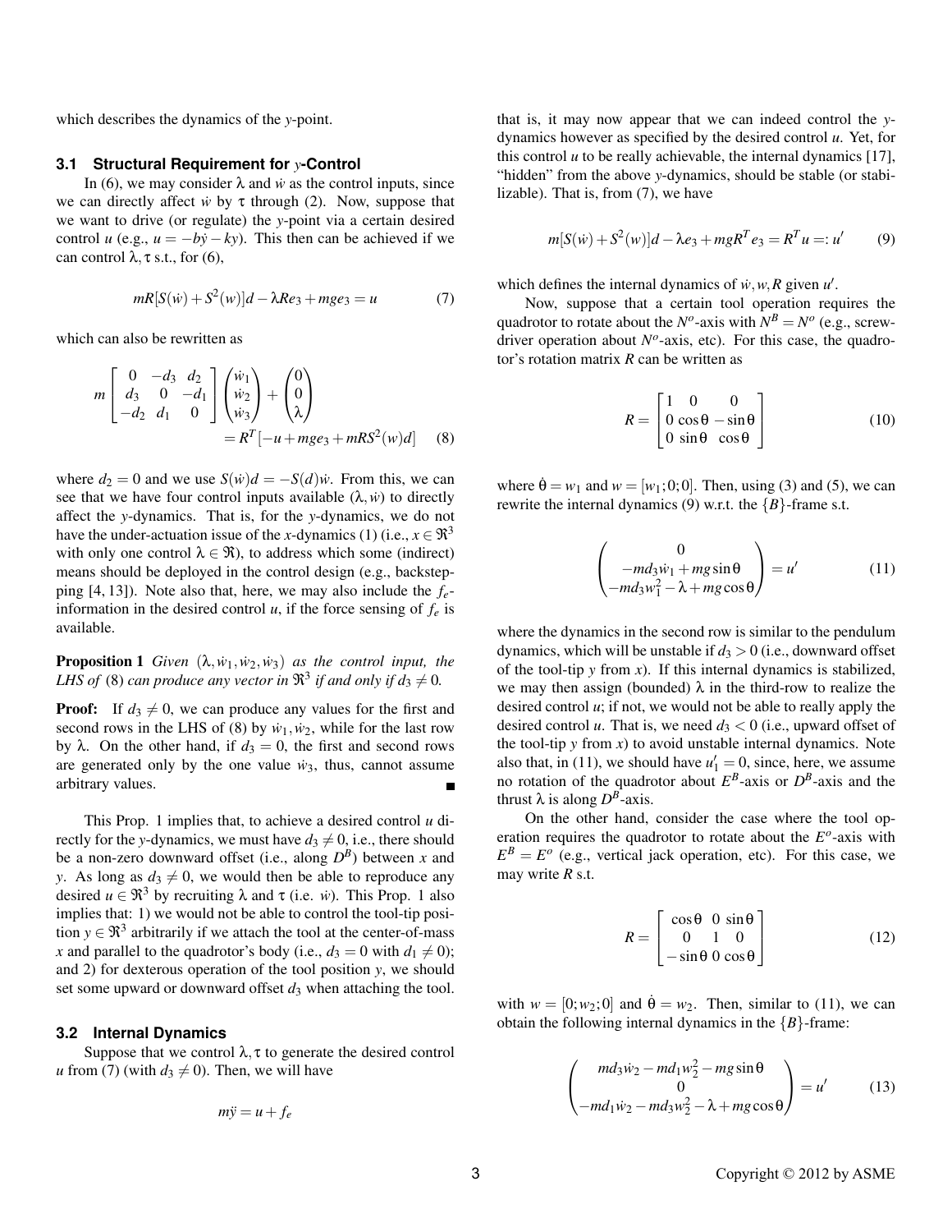which describes the dynamics of the $y$-point.

### 3.1 Structural Requirement for $y$-Control

In (6), we may consider $\lambda$ and $\dot{w}$ as the control inputs, since we can directly affect $\dot{w}$ by $\tau$ through (2). Now, suppose that we want to drive (or regulate) the $y$-point via a certain desired control $u$ (e.g., $u = -b\dot{y} - ky$). This then can be achieved if we can control $\lambda, \tau$ s.t., for (6),

$$mR[S(\dot{w}) + S^2(w)]d - \lambda Re_3 + mge_3 = u \tag{7}$$

which can also be rewritten as

$$m\begin{bmatrix} 0 & -d_3 & d_2 \\ d_3 & 0 & -d_1 \\ -d_2 & d_1 & 0 \end{bmatrix}\begin{pmatrix} \dot{w}_1 \\ \dot{w}_2 \\ \dot{w}_3 \end{pmatrix} + \begin{pmatrix} 0 \\ 0 \\ \lambda \end{pmatrix} = R^T[-u + mge_3 + mRS^2(w)d] \tag{8}$$

where $d_2 = 0$ and we use $S(\dot{w})d = -S(d)\dot{w}$. From this, we can see that we have four control inputs available $(\lambda, \dot{w})$ to directly affect the $y$-dynamics. That is, for the $y$-dynamics, we do not have the under-actuation issue of the $x$-dynamics (1) (i.e., $x \in \Re^3$ with only one control $\lambda \in \Re$), to address which some (indirect) means should be deployed in the control design (e.g., backstepping [4, 13]). Note also that, here, we may also include the $f_e$-information in the desired control $u$, if the force sensing of $f_e$ is available.

**Proposition 1** *Given $(\lambda, \dot{w}_1, \dot{w}_2, \dot{w}_3)$ as the control input, the LHS of (8) can produce any vector in $\Re^3$ if and only if $d_3 \neq 0$.*

**Proof:** If $d_3 \neq 0$, we can produce any values for the first and second rows in the LHS of (8) by $\dot{w}_1, \dot{w}_2$, while for the last row by $\lambda$. On the other hand, if $d_3 = 0$, the first and second rows are generated only by the one value $\dot{w}_3$, thus, cannot assume arbitrary values. ∎

This Prop. 1 implies that, to achieve a desired control $u$ directly for the $y$-dynamics, we must have $d_3 \neq 0$, i.e., there should be a non-zero downward offset (i.e., along $D^B$) between $x$ and $y$. As long as $d_3 \neq 0$, we would then be able to reproduce any desired $u \in \Re^3$ by recruiting $\lambda$ and $\tau$ (i.e. $\dot{w}$). This Prop. 1 also implies that: 1) we would not be able to control the tool-tip position $y \in \Re^3$ arbitrarily if we attach the tool at the center-of-mass $x$ and parallel to the quadrotor's body (i.e., $d_3 = 0$ with $d_1 \neq 0$); and 2) for dexterous operation of the tool position $y$, we should set some upward or downward offset $d_3$ when attaching the tool.

### 3.2 Internal Dynamics

Suppose that we control $\lambda, \tau$ to generate the desired control $u$ from (7) (with $d_3 \neq 0$). Then, we will have

$$m\ddot{y} = u + f_e$$

that is, it may now appear that we can indeed control the $y$-dynamics however as specified by the desired control $u$. Yet, for this control $u$ to be really achievable, the internal dynamics [17], "hidden" from the above $y$-dynamics, should be stable (or stabilizable). That is, from (7), we have

$$m[S(\dot{w}) + S^2(w)]d - \lambda e_3 + mgR^T e_3 = R^T u =: u' \tag{9}$$

which defines the internal dynamics of $\dot{w}, w, R$ given $u'$.

Now, suppose that a certain tool operation requires the quadrotor to rotate about the $N^o$-axis with $N^B = N^o$ (e.g., screw-driver operation about $N^o$-axis, etc). For this case, the quadrotor's rotation matrix $R$ can be written as

$$R = \begin{bmatrix} 1 & 0 & 0 \\ 0 & \cos\theta & -\sin\theta \\ 0 & \sin\theta & \cos\theta \end{bmatrix} \tag{10}$$

where $\dot{\theta} = w_1$ and $w = [w_1; 0; 0]$. Then, using (3) and (5), we can rewrite the internal dynamics (9) w.r.t. the $\{B\}$-frame s.t.

$$\begin{pmatrix} 0 \\ -md_3\dot{w}_1 + mg\sin\theta \\ -md_3 w_1^2 - \lambda + mg\cos\theta \end{pmatrix} = u' \tag{11}$$

where the dynamics in the second row is similar to the pendulum dynamics, which will be unstable if $d_3 > 0$ (i.e., downward offset of the tool-tip $y$ from $x$). If this internal dynamics is stabilized, we may then assign (bounded) $\lambda$ in the third-row to realize the desired control $u$; if not, we would not be able to really apply the desired control $u$. That is, we need $d_3 < 0$ (i.e., upward offset of the tool-tip $y$ from $x$) to avoid unstable internal dynamics. Note also that, in (11), we should have $u'_1 = 0$, since, here, we assume no rotation of the quadrotor about $E^B$-axis or $D^B$-axis and the thrust $\lambda$ is along $D^B$-axis.

On the other hand, consider the case where the tool operation requires the quadrotor to rotate about the $E^o$-axis with $E^B = E^o$ (e.g., vertical jack operation, etc). For this case, we may write $R$ s.t.

$$R = \begin{bmatrix} \cos\theta & 0 & \sin\theta \\ 0 & 1 & 0 \\ -\sin\theta & 0 & \cos\theta \end{bmatrix} \tag{12}$$

with $w = [0; w_2; 0]$ and $\dot{\theta} = w_2$. Then, similar to (11), we can obtain the following internal dynamics in the $\{B\}$-frame:

$$\begin{pmatrix} md_3\dot{w}_2 - md_1 w_2^2 - mg\sin\theta \\ 0 \\ -md_1\dot{w}_2 - md_3 w_2^2 - \lambda + mg\cos\theta \end{pmatrix} = u' \tag{13}$$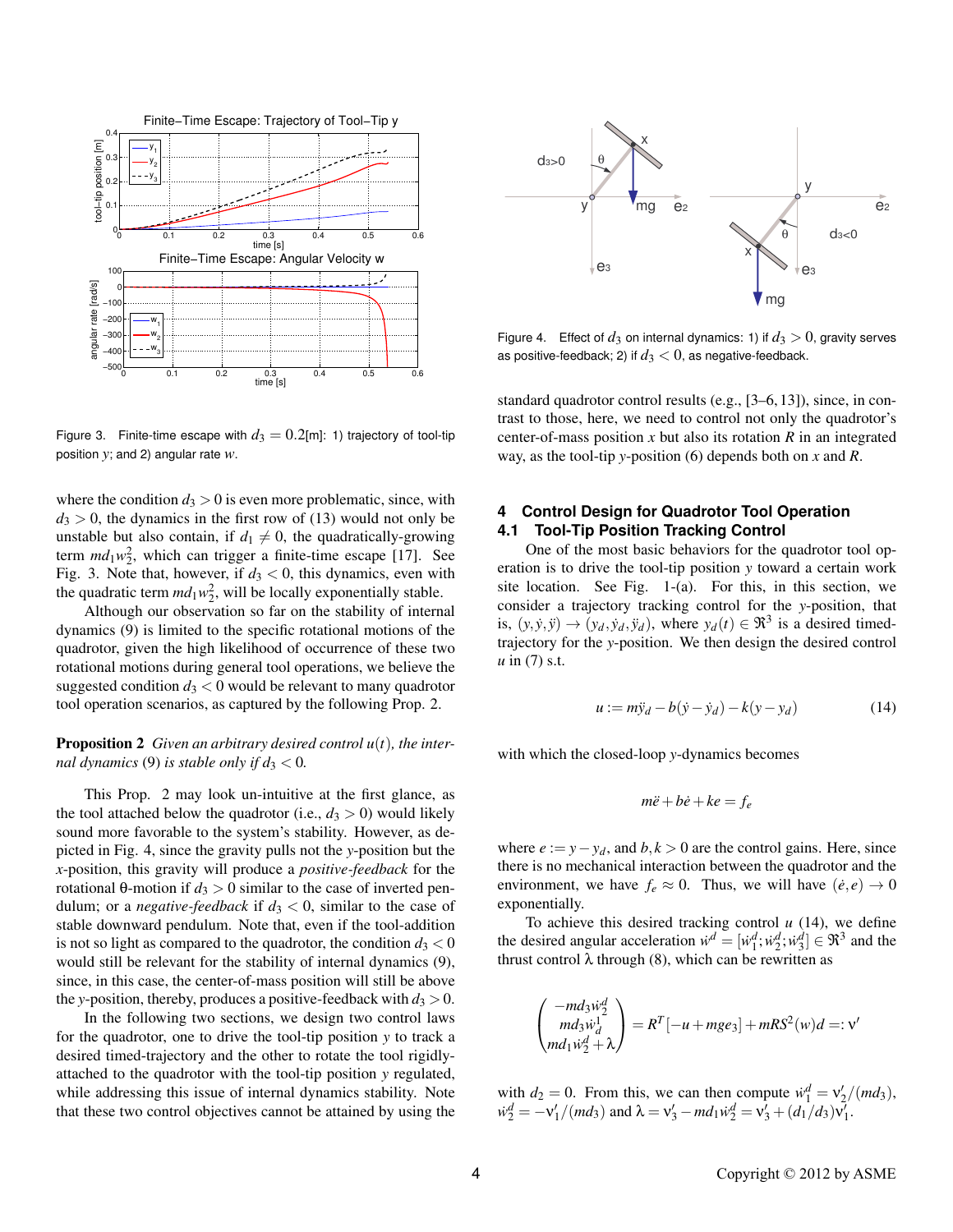Figure 3. Finite-time escape with $d_3 = 0.2$[m]: 1) trajectory of tool-tip position $y$; and 2) angular rate $w$.

where the condition $d_3 > 0$ is even more problematic, since, with $d_3 > 0$, the dynamics in the first row of (13) would not only be unstable but also contain, if $d_1 \neq 0$, the quadratically-growing term $md_1w_2^2$, which can trigger a finite-time escape [17]. See Fig. 3. Note that, however, if $d_3 < 0$, this dynamics, even with the quadratic term $md_1w_2^2$, will be locally exponentially stable.

Although our observation so far on the stability of internal dynamics (9) is limited to the specific rotational motions of the quadrotor, given the high likelihood of occurrence of these two rotational motions during general tool operations, we believe the suggested condition $d_3 < 0$ would be relevant to many quadrotor tool operation scenarios, as captured by the following Prop. 2.

**Proposition 2** *Given an arbitrary desired control $u(t)$, the internal dynamics* (9) *is stable only if $d_3 < 0$.*

This Prop. 2 may look un-intuitive at the first glance, as the tool attached below the quadrotor (i.e., $d_3 > 0$) would likely sound more favorable to the system's stability. However, as depicted in Fig. 4, since the gravity pulls not the $y$-position but the $x$-position, this gravity will produce a *positive-feedback* for the rotational $\theta$-motion if $d_3 > 0$ similar to the case of inverted pendulum; or a *negative-feedback* if $d_3 < 0$, similar to the case of stable downward pendulum. Note that, even if the tool-addition is not so light as compared to the quadrotor, the condition $d_3 < 0$ would still be relevant for the stability of internal dynamics (9), since, in this case, the center-of-mass position will still be above the $y$-position, thereby, produces a positive-feedback with $d_3 > 0$.

In the following two sections, we design two control laws for the quadrotor, one to drive the tool-tip position $y$ to track a desired timed-trajectory and the other to rotate the tool rigidly-attached to the quadrotor with the tool-tip position $y$ regulated, while addressing this issue of internal dynamics stability. Note that these two control objectives cannot be attained by using the

Figure 4. Effect of $d_3$ on internal dynamics: 1) if $d_3 > 0$, gravity serves as positive-feedback; 2) if $d_3 < 0$, as negative-feedback.

standard quadrotor control results (e.g., [3–6, 13]), since, in contrast to those, here, we need to control not only the quadrotor's center-of-mass position $x$ but also its rotation $R$ in an integrated way, as the tool-tip $y$-position (6) depends both on $x$ and $R$.

## 4 Control Design for Quadrotor Tool Operation

### 4.1 Tool-Tip Position Tracking Control

One of the most basic behaviors for the quadrotor tool operation is to drive the tool-tip position $y$ toward a certain work site location. See Fig. 1-(a). For this, in this section, we consider a trajectory tracking control for the $y$-position, that is, $(y, \dot{y}, \ddot{y}) \to (y_d, \dot{y}_d, \ddot{y}_d)$, where $y_d(t) \in \Re^3$ is a desired timed-trajectory for the $y$-position. We then design the desired control $u$ in (7) s.t.

$$u := m\ddot{y}_d - b(\dot{y} - \dot{y}_d) - k(y - y_d) \tag{14}$$

with which the closed-loop $y$-dynamics becomes

$$m\ddot{e} + b\dot{e} + ke = f_e$$

where $e := y - y_d$, and $b, k > 0$ are the control gains. Here, since there is no mechanical interaction between the quadrotor and the environment, we have $f_e \approx 0$. Thus, we will have $(\dot{e}, e) \to 0$ exponentially.

To achieve this desired tracking control $u$ (14), we define the desired angular acceleration $\dot{w}^d = [\dot{w}_1^d; \dot{w}_2^d; \dot{w}_3^d] \in \Re^3$ and the thrust control $\lambda$ through (8), which can be rewritten as

$$\begin{pmatrix} -md_3\dot{w}_2^d \\ md_3\dot{w}_d^1 \\ md_1\dot{w}_2^d + \lambda \end{pmatrix} = R^T[-u + mge_3] + mRS^2(w)d =: \nu'$$

with $d_2 = 0$. From this, we can then compute $\dot{w}_1^d = \nu_2'/(md_3)$, $\dot{w}_2^d = -\nu_1'/(md_3)$ and $\lambda = \nu_3' - md_1\dot{w}_2^d = \nu_3' + (d_1/d_3)\nu_1'$.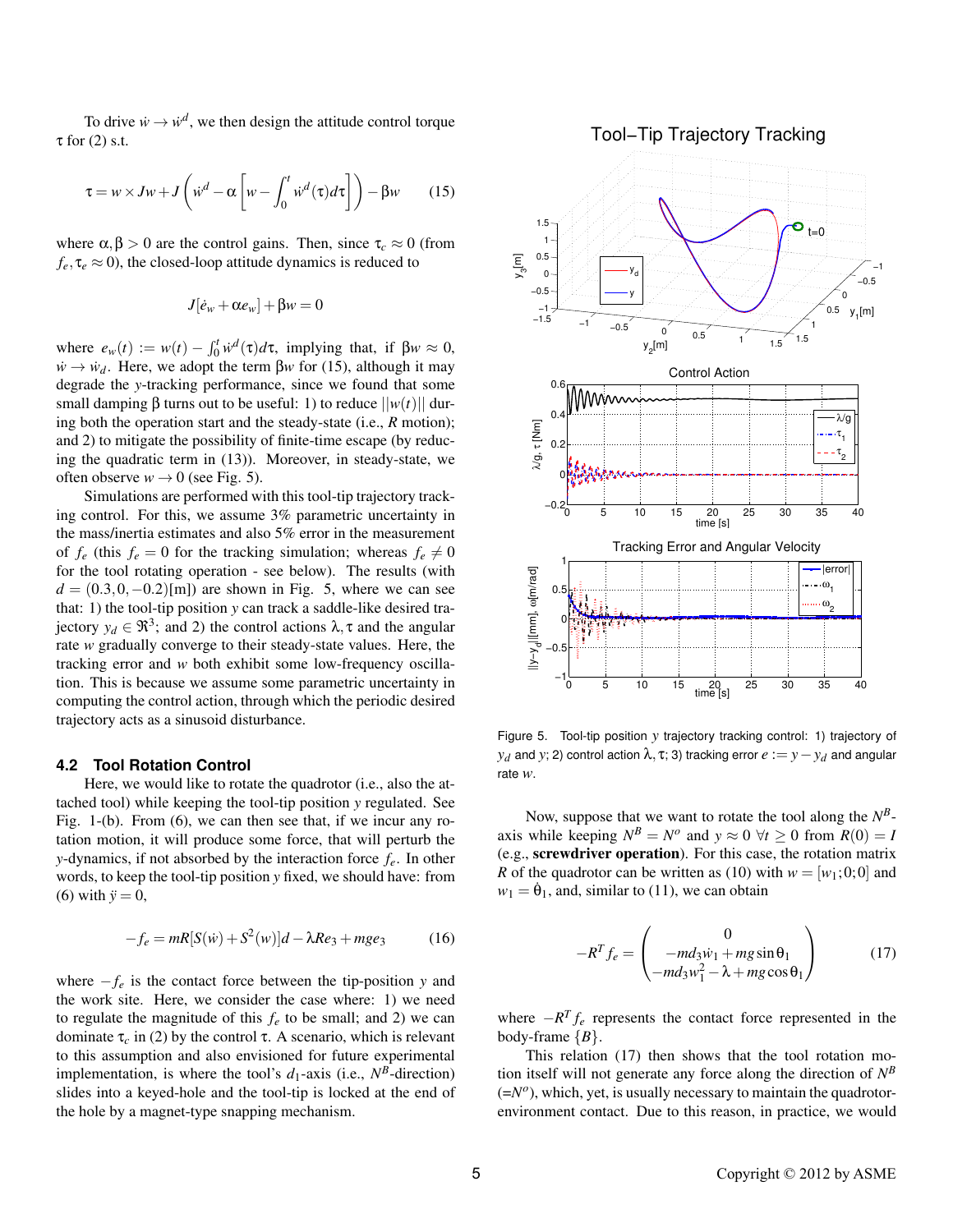To drive $\dot{w} \to \dot{w}^d$, we then design the attitude control torque $\tau$ for (2) s.t.

$$\tau = w \times Jw + J\left(\dot{w}^d - \alpha\left[w - \int_0^t \dot{w}^d(\tau)d\tau\right]\right) - \beta w \qquad (15)$$

where $\alpha, \beta > 0$ are the control gains. Then, since $\tau_c \approx 0$ (from $f_e, \tau_e \approx 0$), the closed-loop attitude dynamics is reduced to

$$J[\dot{e}_w + \alpha e_w] + \beta w = 0$$

where $e_w(t) := w(t) - \int_0^t \dot{w}^d(\tau)d\tau$, implying that, if $\beta w \approx 0$, $\dot{w} \to \dot{w}_d$. Here, we adopt the term $\beta w$ for (15), although it may degrade the $y$-tracking performance, since we found that some small damping $\beta$ turns out to be useful: 1) to reduce $||w(t)||$ during both the operation start and the steady-state (i.e., $R$ motion); and 2) to mitigate the possibility of finite-time escape (by reducing the quadratic term in (13)). Moreover, in steady-state, we often observe $w \to 0$ (see Fig. 5).

Simulations are performed with this tool-tip trajectory tracking control. For this, we assume 3% parametric uncertainty in the mass/inertia estimates and also 5% error in the measurement of $f_e$ (this $f_e = 0$ for the tracking simulation; whereas $f_e \neq 0$ for the tool rotating operation - see below). The results (with $d = (0.3, 0, -0.2)$[m]) are shown in Fig. 5, where we can see that: 1) the tool-tip position $y$ can track a saddle-like desired trajectory $y_d \in \Re^3$; and 2) the control actions $\lambda, \tau$ and the angular rate $w$ gradually converge to their steady-state values. Here, the tracking error and $w$ both exhibit some low-frequency oscillation. This is because we assume some parametric uncertainty in computing the control action, through which the periodic desired trajectory acts as a sinusoid disturbance.

Figure 5. Tool-tip position $y$ trajectory tracking control: 1) trajectory of $y_d$ and $y$; 2) control action $\lambda, \tau$; 3) tracking error $e := y - y_d$ and angular rate $w$.

### 4.2 Tool Rotation Control

Here, we would like to rotate the quadrotor (i.e., also the attached tool) while keeping the tool-tip position $y$ regulated. See Fig. 1-(b). From (6), we can then see that, if we incur any rotation motion, it will produce some force, that will perturb the $y$-dynamics, if not absorbed by the interaction force $f_e$. In other words, to keep the tool-tip position $y$ fixed, we should have: from (6) with $\ddot{y} = 0$,

$$-f_e = mR[S(\dot{w}) + S^2(w)]d - \lambda Re_3 + mge_3 \qquad (16)$$

where $-f_e$ is the contact force between the tip-position $y$ and the work site. Here, we consider the case where: 1) we need to regulate the magnitude of this $f_e$ to be small; and 2) we can dominate $\tau_c$ in (2) by the control $\tau$. A scenario, which is relevant to this assumption and also envisioned for future experimental implementation, is where the tool's $d_1$-axis (i.e., $N^B$-direction) slides into a keyed-hole and the tool-tip is locked at the end of the hole by a magnet-type snapping mechanism.

Now, suppose that we want to rotate the tool along the $N^B$-axis while keeping $N^B = N^o$ and $y \approx 0\ \forall t \geq 0$ from $R(0) = I$ (e.g., **screwdriver operation**). For this case, the rotation matrix $R$ of the quadrotor can be written as (10) with $w = [w_1; 0; 0]$ and $w_1 = \dot{\theta}_1$, and, similar to (11), we can obtain

$$-R^T f_e = \begin{pmatrix} 0 \\ -md_3\dot{w}_1 + mg\sin\theta_1 \\ -md_3 w_1^2 - \lambda + mg\cos\theta_1 \end{pmatrix} \qquad (17)$$

where $-R^T f_e$ represents the contact force represented in the body-frame $\{B\}$.

This relation (17) then shows that the tool rotation motion itself will not generate any force along the direction of $N^B$ ($=N^o$), which, yet, is usually necessary to maintain the quadrotor-environment contact. Due to this reason, in practice, we would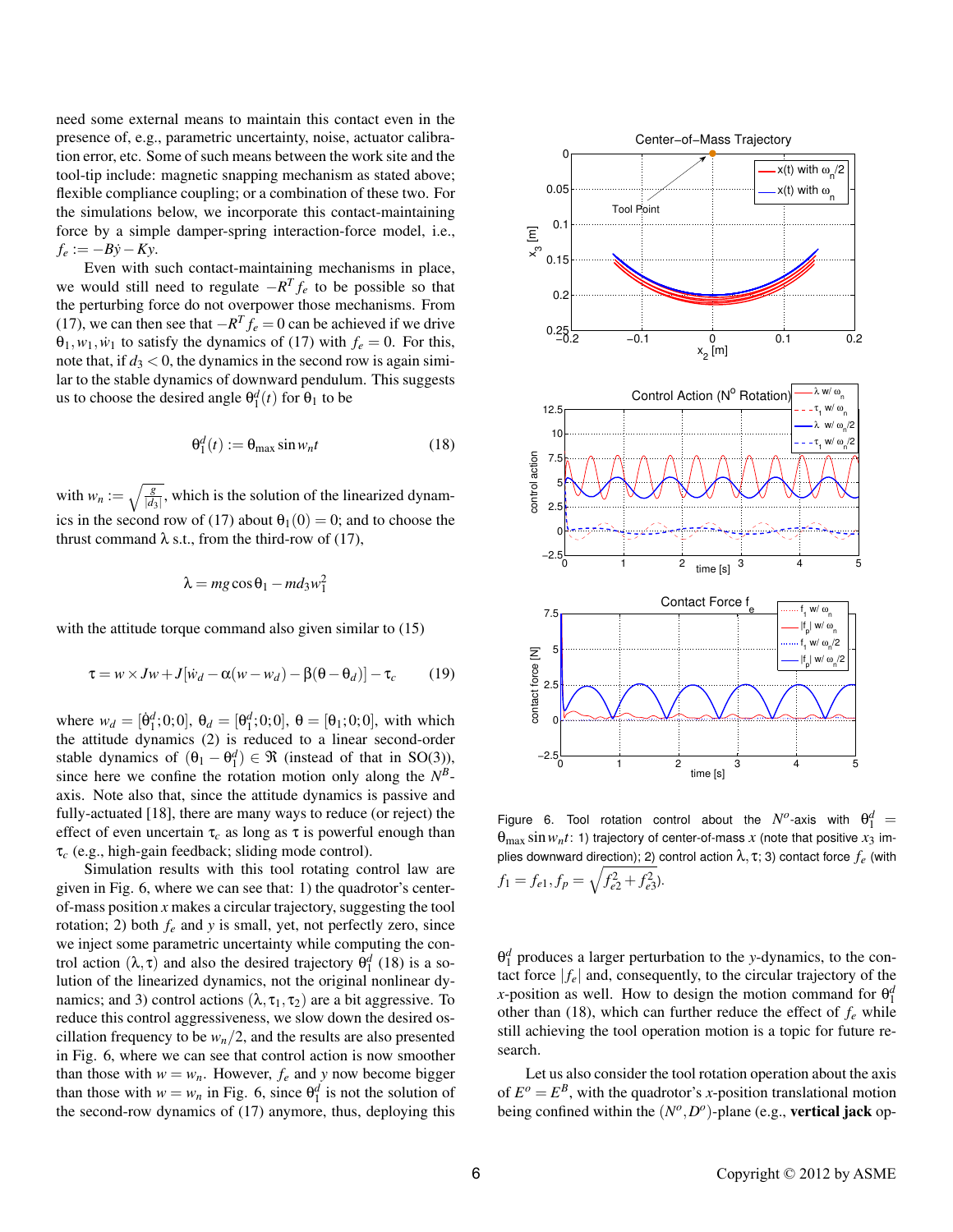need some external means to maintain this contact even in the presence of, e.g., parametric uncertainty, noise, actuator calibration error, etc. Some of such means between the work site and the tool-tip include: magnetic snapping mechanism as stated above; flexible compliance coupling; or a combination of these two. For the simulations below, we incorporate this contact-maintaining force by a simple damper-spring interaction-force model, i.e., $f_e := -B\dot{y} - Ky$.

Even with such contact-maintaining mechanisms in place, we would still need to regulate $-R^T f_e$ to be possible so that the perturbing force do not overpower those mechanisms. From (17), we can then see that $-R^T f_e = 0$ can be achieved if we drive $\theta_1, w_1, \dot{w}_1$ to satisfy the dynamics of (17) with $f_e = 0$. For this, note that, if $d_3 < 0$, the dynamics in the second row is again similar to the stable dynamics of downward pendulum. This suggests us to choose the desired angle $\theta_1^d(t)$ for $\theta_1$ to be

$$\theta_1^d(t) := \theta_{\max} \sin w_n t \tag{18}$$

with $w_n := \sqrt{\frac{g}{|d_3|}}$, which is the solution of the linearized dynamics in the second row of (17) about $\theta_1(0) = 0$; and to choose the thrust command $\lambda$ s.t., from the third-row of (17),

$$\lambda = mg\cos\theta_1 - md_3 w_1^2$$

with the attitude torque command also given similar to (15)

$$\tau = w \times Jw + J[\dot{w}_d - \alpha(w - w_d) - \beta(\theta - \theta_d)] - \tau_c \tag{19}$$

where $w_d = [\dot{\theta}_1^d; 0; 0]$, $\theta_d = [\theta_1^d; 0; 0]$, $\theta = [\theta_1; 0; 0]$, with which the attitude dynamics (2) is reduced to a linear second-order stable dynamics of $(\theta_1 - \theta_1^d) \in \Re$ (instead of that in SO(3)), since here we confine the rotation motion only along the $N^B$-axis. Note also that, since the attitude dynamics is passive and fully-actuated [18], there are many ways to reduce (or reject) the effect of even uncertain $\tau_c$ as long as $\tau$ is powerful enough than $\tau_c$ (e.g., high-gain feedback; sliding mode control).

Simulation results with this tool rotating control law are given in Fig. 6, where we can see that: 1) the quadrotor's center-of-mass position $x$ makes a circular trajectory, suggesting the tool rotation; 2) both $f_e$ and $y$ is small, yet, not perfectly zero, since we inject some parametric uncertainty while computing the control action $(\lambda, \tau)$ and also the desired trajectory $\theta_1^d$ (18) is a solution of the linearized dynamics, not the original nonlinear dynamics; and 3) control actions $(\lambda, \tau_1, \tau_2)$ are a bit aggressive. To reduce this control aggressiveness, we slow down the desired oscillation frequency to be $w_n/2$, and the results are also presented in Fig. 6, where we can see that control action is now smoother than those with $w = w_n$. However, $f_e$ and $y$ now become bigger than those with $w = w_n$ in Fig. 6, since $\theta_1^d$ is not the solution of the second-row dynamics of (17) anymore, thus, deploying this

Figure 6. Tool rotation control about the $N^o$-axis with $\theta_1^d = \theta_{\max} \sin w_n t$: 1) trajectory of center-of-mass $x$ (note that positive $x_3$ implies downward direction); 2) control action $\lambda, \tau$; 3) contact force $f_e$ (with $f_1 = f_{e1}, f_p = \sqrt{f_{e2}^2 + f_{e3}^2}$).

$\theta_1^d$ produces a larger perturbation to the $y$-dynamics, to the contact force $|f_e|$ and, consequently, to the circular trajectory of the $x$-position as well. How to design the motion command for $\theta_1^d$ other than (18), which can further reduce the effect of $f_e$ while still achieving the tool operation motion is a topic for future research.

Let us also consider the tool rotation operation about the axis of $E^o = E^B$, with the quadrotor's $x$-position translational motion being confined within the $(N^o, D^o)$-plane (e.g., **vertical jack** op-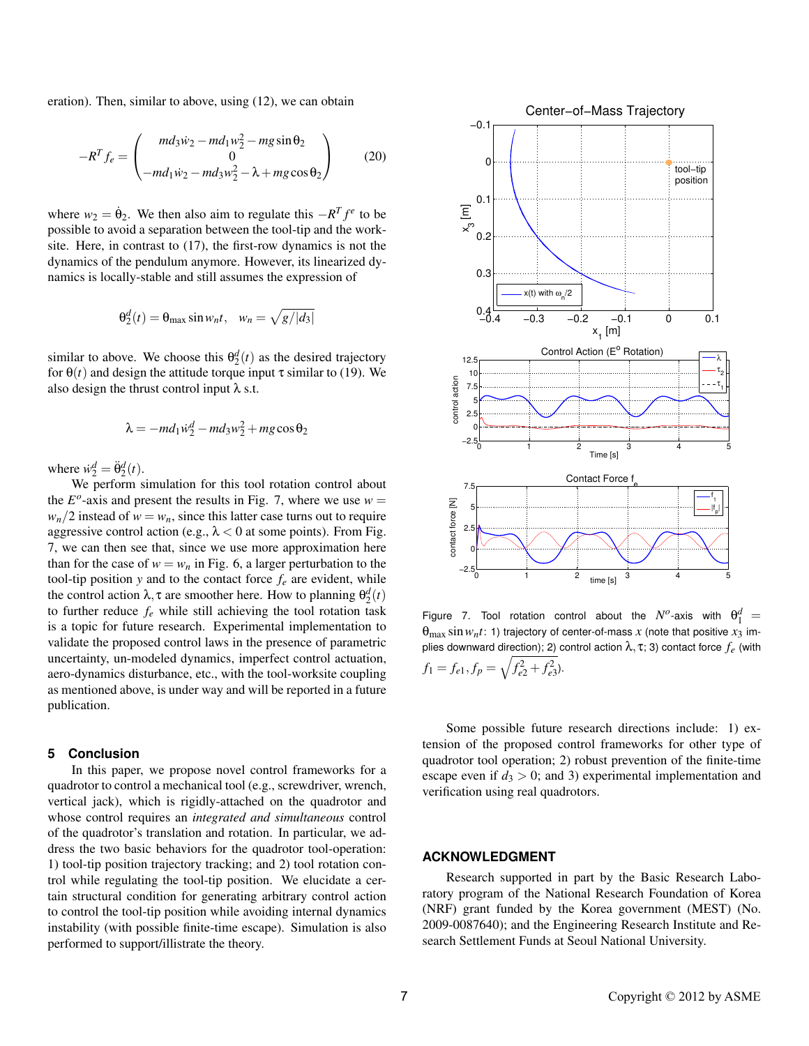eration). Then, similar to above, using (12), we can obtain

$$-R^T f_e = \begin{pmatrix} md_3\dot{w}_2 - md_1 w_2^2 - mg\sin\theta_2 \\ 0 \\ -md_1\dot{w}_2 - md_3 w_2^2 - \lambda + mg\cos\theta_2 \end{pmatrix} \tag{20}$$

where $w_2 = \dot{\theta}_2$. We then also aim to regulate this $-R^T f^e$ to be possible to avoid a separation between the tool-tip and the work-site. Here, in contrast to (17), the first-row dynamics is not the dynamics of the pendulum anymore. However, its linearized dynamics is locally-stable and still assumes the expression of

$$\theta_2^d(t) = \theta_{\max}\sin w_n t, \quad w_n = \sqrt{g/|d_3|}$$

similar to above. We choose this $\theta_2^d(t)$ as the desired trajectory for $\theta(t)$ and design the attitude torque input $\tau$ similar to (19). We also design the thrust control input $\lambda$ s.t.

$$\lambda = -md_1\dot{w}_2^d - md_3 w_2^2 + mg\cos\theta_2$$

where $\dot{w}_2^d = \ddot{\theta}_2^d(t)$.

We perform simulation for this tool rotation control about the $E^o$-axis and present the results in Fig. 7, where we use $w = w_n/2$ instead of $w = w_n$, since this latter case turns out to require aggressive control action (e.g., $\lambda < 0$ at some points). From Fig. 7, we can then see that, since we use more approximation here than for the case of $w = w_n$ in Fig. 6, a larger perturbation to the tool-tip position $y$ and to the contact force $f_e$ are evident, while the control action $\lambda, \tau$ are smoother here. How to planning $\theta_2^d(t)$ to further reduce $f_e$ while still achieving the tool rotation task is a topic for future research. Experimental implementation to validate the proposed control laws in the presence of parametric uncertainty, un-modeled dynamics, imperfect control actuation, aero-dynamics disturbance, etc., with the tool-worksite coupling as mentioned above, is under way and will be reported in a future publication.

Figure 7. Tool rotation control about the $N^o$-axis with $\theta_1^d = \theta_{\max}\sin w_n t$: 1) trajectory of center-of-mass $x$ (note that positive $x_3$ implies downward direction); 2) control action $\lambda, \tau$; 3) contact force $f_e$ (with $f_1 = f_{e1}, f_p = \sqrt{f_{e2}^2 + f_{e3}^2}$).

## 5 Conclusion

In this paper, we propose novel control frameworks for a quadrotor to control a mechanical tool (e.g., screwdriver, wrench, vertical jack), which is rigidly-attached on the quadrotor and whose control requires an *integrated and simultaneous* control of the quadrotor's translation and rotation. In particular, we address the two basic behaviors for the quadrotor tool-operation: 1) tool-tip position trajectory tracking; and 2) tool rotation control while regulating the tool-tip position. We elucidate a certain structural condition for generating arbitrary control action to control the tool-tip position while avoiding internal dynamics instability (with possible finite-time escape). Simulation is also performed to support/illustrate the theory.

Some possible future research directions include: 1) extension of the proposed control frameworks for other type of quadrotor tool operation; 2) robust prevention of the finite-time escape even if $d_3 > 0$; and 3) experimental implementation and verification using real quadrotors.

## ACKNOWLEDGMENT

Research supported in part by the Basic Research Laboratory program of the National Research Foundation of Korea (NRF) grant funded by the Korea government (MEST) (No. 2009-0087640); and the Engineering Research Institute and Research Settlement Funds at Seoul National University.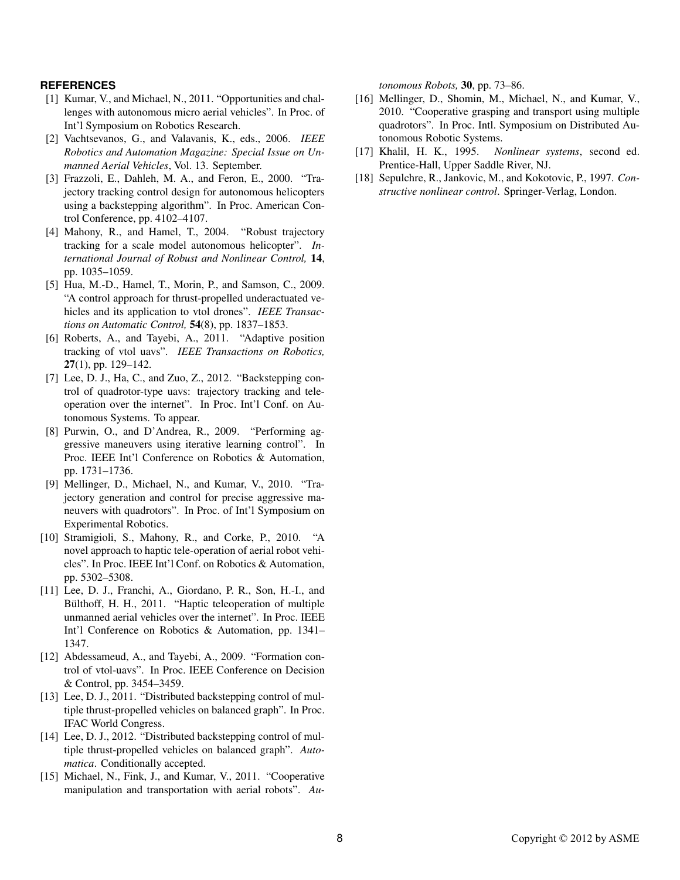## REFERENCES

[1] Kumar, V., and Michael, N., 2011. "Opportunities and challenges with autonomous micro aerial vehicles". In Proc. of Int'l Symposium on Robotics Research.

[2] Vachtsevanos, G., and Valavanis, K., eds., 2006. *IEEE Robotics and Automation Magazine: Special Issue on Unmanned Aerial Vehicles*, Vol. 13. September.

[3] Frazzoli, E., Dahleh, M. A., and Feron, E., 2000. "Trajectory tracking control design for autonomous helicopters using a backstepping algorithm". In Proc. American Control Conference, pp. 4102–4107.

[4] Mahony, R., and Hamel, T., 2004. "Robust trajectory tracking for a scale model autonomous helicopter". *International Journal of Robust and Nonlinear Control,* **14**, pp. 1035–1059.

[5] Hua, M.-D., Hamel, T., Morin, P., and Samson, C., 2009. "A control approach for thrust-propelled underactuated vehicles and its application to vtol drones". *IEEE Transactions on Automatic Control,* **54**(8), pp. 1837–1853.

[6] Roberts, A., and Tayebi, A., 2011. "Adaptive position tracking of vtol uavs". *IEEE Transactions on Robotics,* **27**(1), pp. 129–142.

[7] Lee, D. J., Ha, C., and Zuo, Z., 2012. "Backstepping control of quadrotor-type uavs: trajectory tracking and teleoperation over the internet". In Proc. Int'l Conf. on Autonomous Systems. To appear.

[8] Purwin, O., and D'Andrea, R., 2009. "Performing aggressive maneuvers using iterative learning control". In Proc. IEEE Int'l Conference on Robotics & Automation, pp. 1731–1736.

[9] Mellinger, D., Michael, N., and Kumar, V., 2010. "Trajectory generation and control for precise aggressive maneuvers with quadrotors". In Proc. of Int'l Symposium on Experimental Robotics.

[10] Stramigioli, S., Mahony, R., and Corke, P., 2010. "A novel approach to haptic tele-operation of aerial robot vehicles". In Proc. IEEE Int'l Conf. on Robotics & Automation, pp. 5302–5308.

[11] Lee, D. J., Franchi, A., Giordano, P. R., Son, H.-I., and Bülthoff, H. H., 2011. "Haptic teleoperation of multiple unmanned aerial vehicles over the internet". In Proc. IEEE Int'l Conference on Robotics & Automation, pp. 1341–1347.

[12] Abdessameud, A., and Tayebi, A., 2009. "Formation control of vtol-uavs". In Proc. IEEE Conference on Decision & Control, pp. 3454–3459.

[13] Lee, D. J., 2011. "Distributed backstepping control of multiple thrust-propelled vehicles on balanced graph". In Proc. IFAC World Congress.

[14] Lee, D. J., 2012. "Distributed backstepping control of multiple thrust-propelled vehicles on balanced graph". *Automatica*. Conditionally accepted.

[15] Michael, N., Fink, J., and Kumar, V., 2011. "Cooperative manipulation and transportation with aerial robots". *Autonomous Robots,* **30**, pp. 73–86.

[16] Mellinger, D., Shomin, M., Michael, N., and Kumar, V., 2010. "Cooperative grasping and transport using multiple quadrotors". In Proc. Intl. Symposium on Distributed Autonomous Robotic Systems.

[17] Khalil, H. K., 1995. *Nonlinear systems*, second ed. Prentice-Hall, Upper Saddle River, NJ.

[18] Sepulchre, R., Jankovic, M., and Kokotovic, P., 1997. *Constructive nonlinear control*. Springer-Verlag, London.